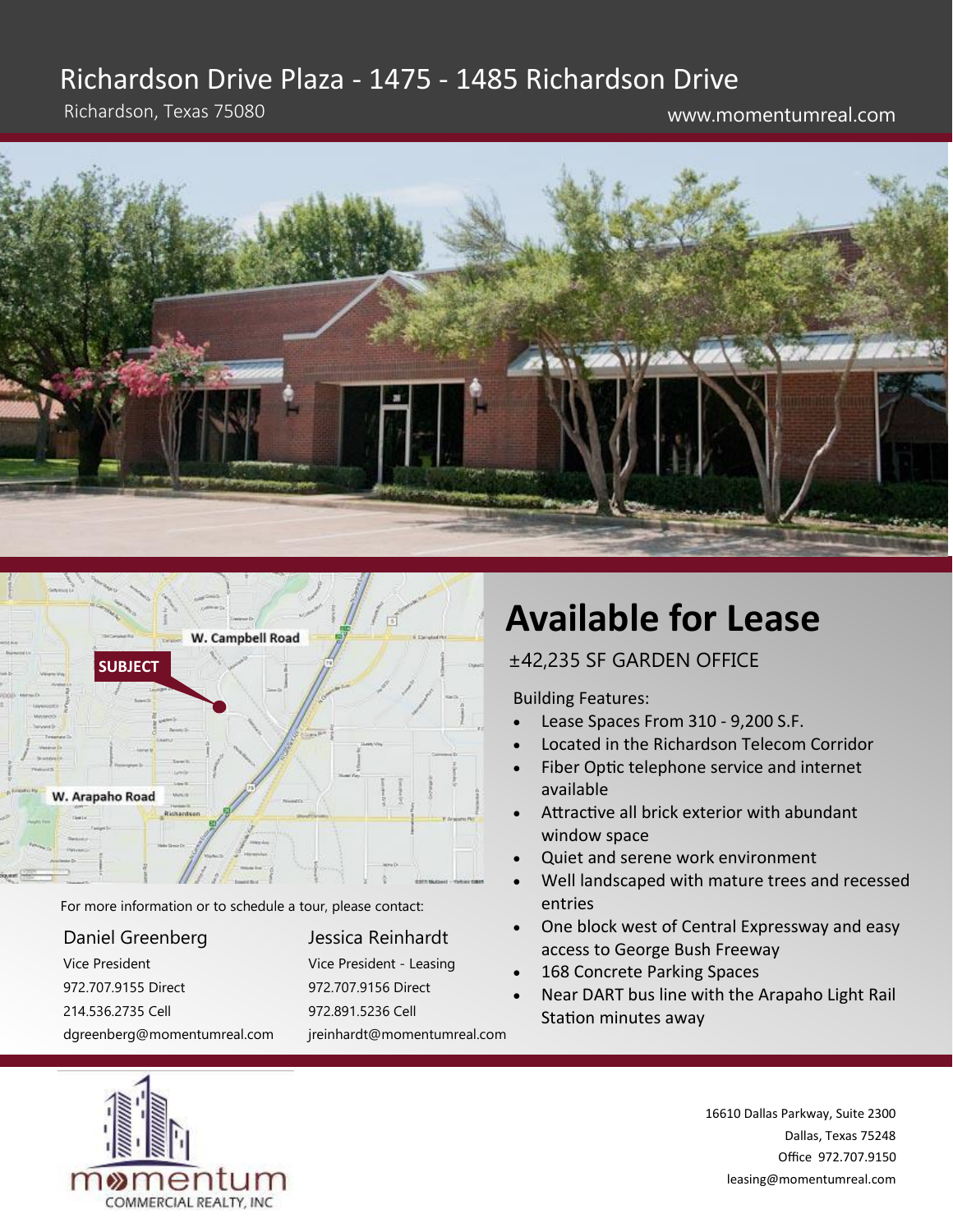# Richardson Drive Plaza - 1475 - 1485 Richardson Drive

Richardson, Texas 75080

www.momentumreal.com

## Available for Lease

±42,235 SF GARDEN OFFICE

Building Features:

- Lease Spaces From 310 - 9,200 S.F.
- Located in the Richardson Telecom Corridor
- Fiber Optic telephone service and internet available
- Attractive all brick exterior with abundant window space
- Quiet and serene work environment
- Well landscaped with mature trees and recessed entries
- One block west of Central Expressway and easy access to George Bush Freeway
- 168 Concrete Parking Spaces
- Near DART bus line with the Arapaho Light Rail Station minutes away

For more information or to schedule a tour, please contact:

**Daniel Greenberg**
Vice President
972.707.9155 Direct
214.536.2735 Cell
dgreenberg@momentumreal.com

**Jessica Reinhardt**
Vice President - Leasing
972.707.9156 Direct
972.891.5236 Cell
jreinhardt@momentumreal.com

momentum COMMERCIAL REALTY, INC

16610 Dallas Parkway, Suite 2300
Dallas, Texas 75248
Office 972.707.9150
leasing@momentumreal.com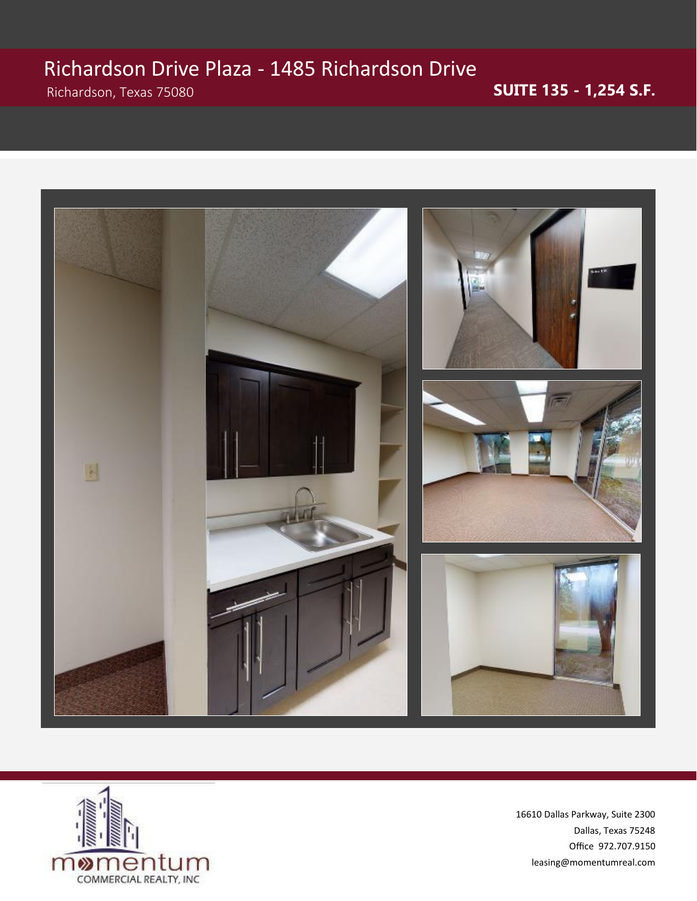# Richardson Drive Plaza - 1485 Richardson Drive

Richardson, Texas 75080

**SUITE 135 - 1,254 S.F.**

momentum COMMERCIAL REALTY, INC

16610 Dallas Parkway, Suite 2300
Dallas, Texas 75248
Office 972.707.9150
leasing@momentumreal.com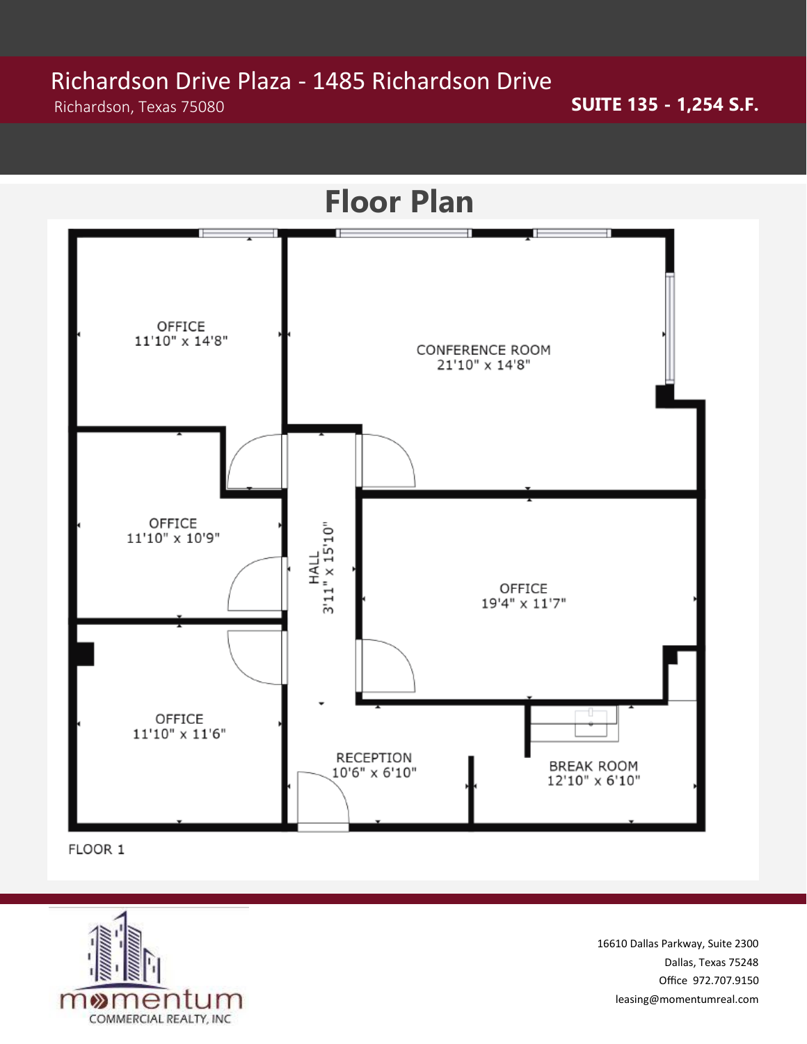# Richardson Drive Plaza - 1485 Richardson Drive

Richardson, Texas 75080

**SUITE 135 - 1,254 S.F.**

## Floor Plan

OFFICE
11'10" x 14'8"

CONFERENCE ROOM
21'10" x 14'8"

OFFICE
11'10" x 10'9"

HALL
3'11" x 15'10"

OFFICE
19'4" x 11'7"

OFFICE
11'10" x 11'6"

RECEPTION
10'6" x 6'10"

BREAK ROOM
12'10" x 6'10"

FLOOR 1

momentum
COMMERCIAL REALTY, INC

16610 Dallas Parkway, Suite 2300
Dallas, Texas 75248
Office 972.707.9150
leasing@momentumreal.com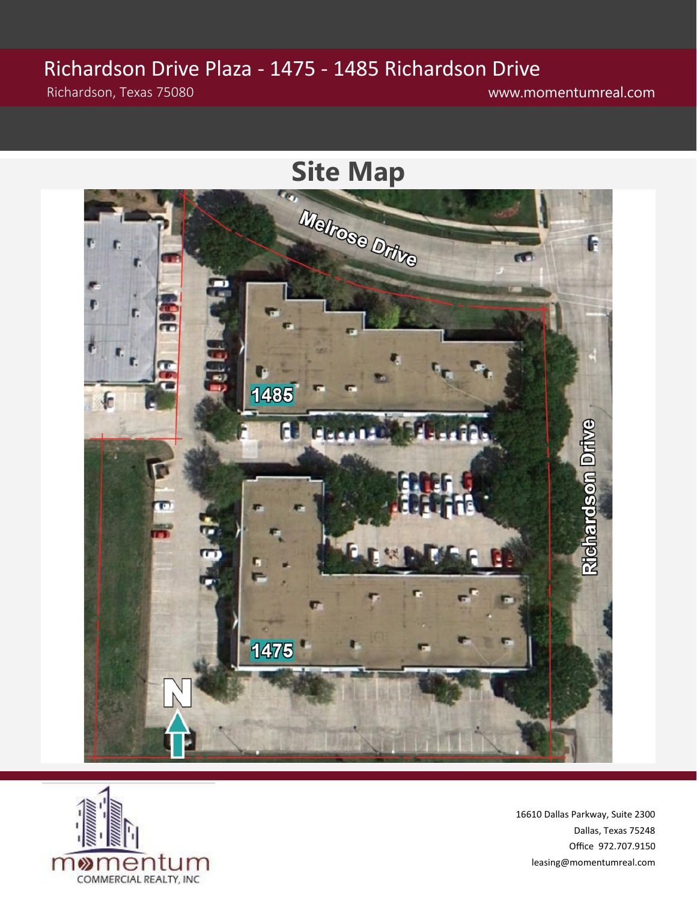# Richardson Drive Plaza - 1475 - 1485 Richardson Drive

Richardson, Texas 75080

www.momentumreal.com

## Site Map

Melrose Drive

Richardson Drive

1485

1475

N

momentum
COMMERCIAL REALTY, INC

16610 Dallas Parkway, Suite 2300
Dallas, Texas 75248
Office 972.707.9150
leasing@momentumreal.com